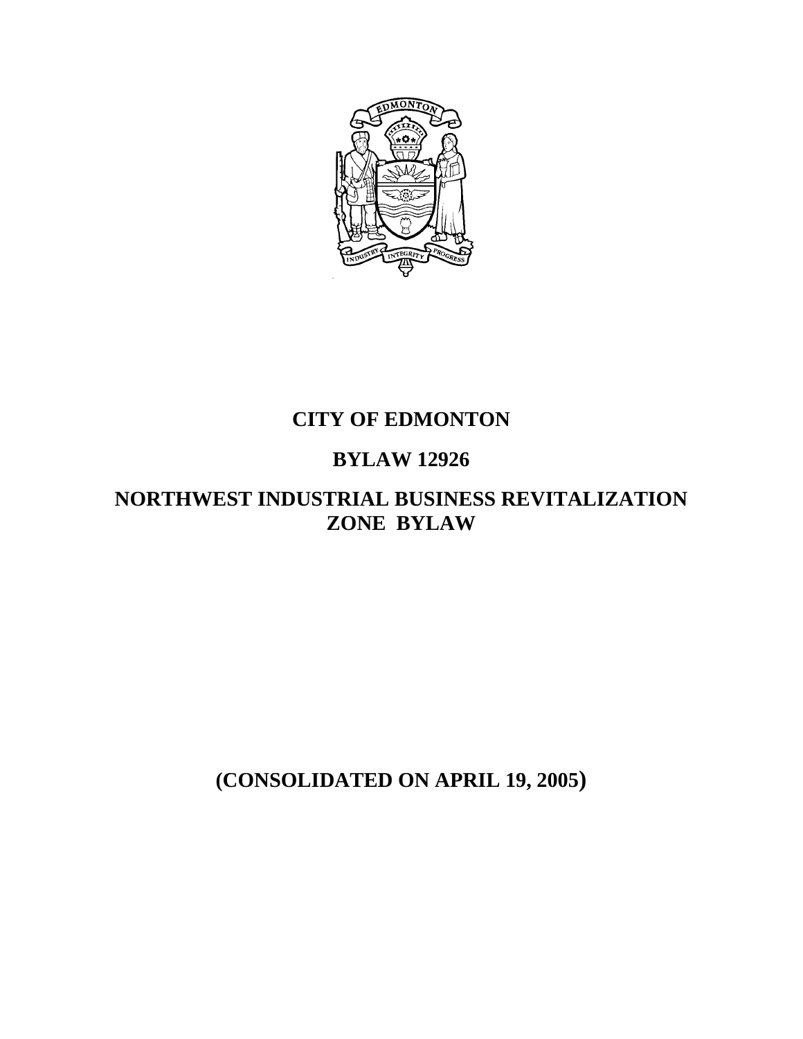# CITY OF EDMONTON

# BYLAW 12926

# NORTHWEST INDUSTRIAL BUSINESS REVITALIZATION ZONE BYLAW

**(CONSOLIDATED ON APRIL 19, 2005)**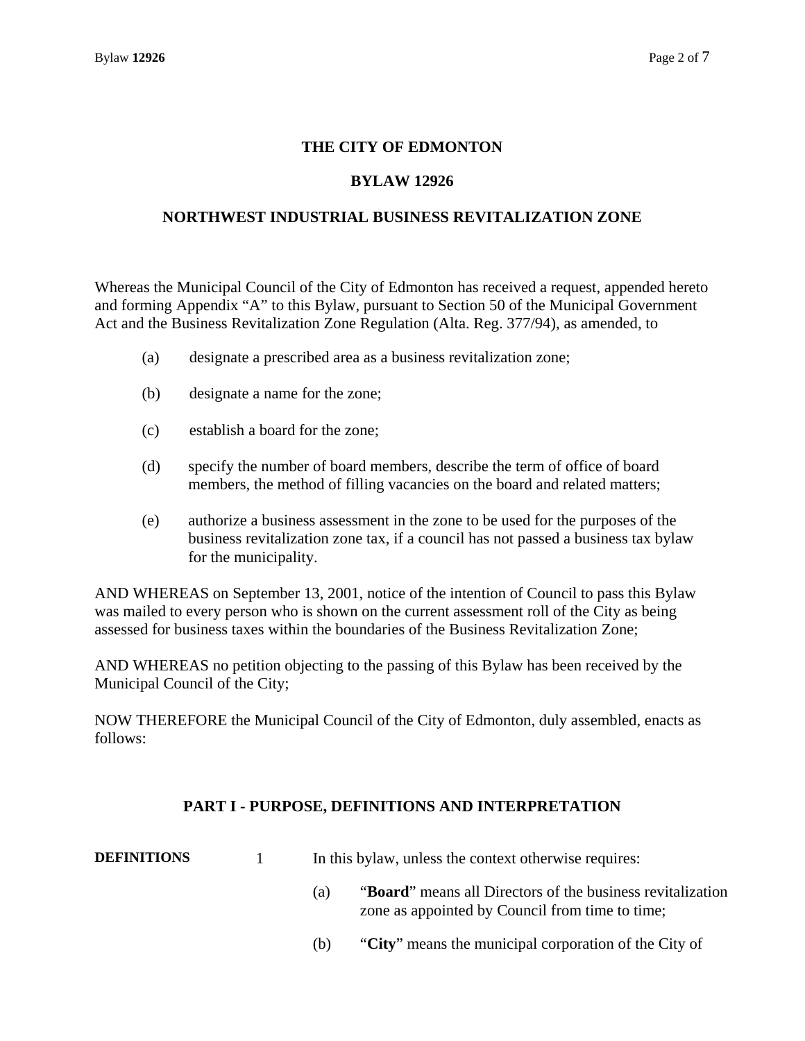# THE CITY OF EDMONTON

## BYLAW 12926

## NORTHWEST INDUSTRIAL BUSINESS REVITALIZATION ZONE

Whereas the Municipal Council of the City of Edmonton has received a request, appended hereto and forming Appendix "A" to this Bylaw, pursuant to Section 50 of the Municipal Government Act and the Business Revitalization Zone Regulation (Alta. Reg. 377/94), as amended, to

(a) designate a prescribed area as a business revitalization zone;

(b) designate a name for the zone;

(c) establish a board for the zone;

(d) specify the number of board members, describe the term of office of board members, the method of filling vacancies on the board and related matters;

(e) authorize a business assessment in the zone to be used for the purposes of the business revitalization zone tax, if a council has not passed a business tax bylaw for the municipality.

AND WHEREAS on September 13, 2001, notice of the intention of Council to pass this Bylaw was mailed to every person who is shown on the current assessment roll of the City as being assessed for business taxes within the boundaries of the Business Revitalization Zone;

AND WHEREAS no petition objecting to the passing of this Bylaw has been received by the Municipal Council of the City;

NOW THEREFORE the Municipal Council of the City of Edmonton, duly assembled, enacts as follows:

## PART I - PURPOSE, DEFINITIONS AND INTERPRETATION

**DEFINITIONS**

1 In this bylaw, unless the context otherwise requires:

(a) "**Board**" means all Directors of the business revitalization zone as appointed by Council from time to time;

(b) "**City**" means the municipal corporation of the City of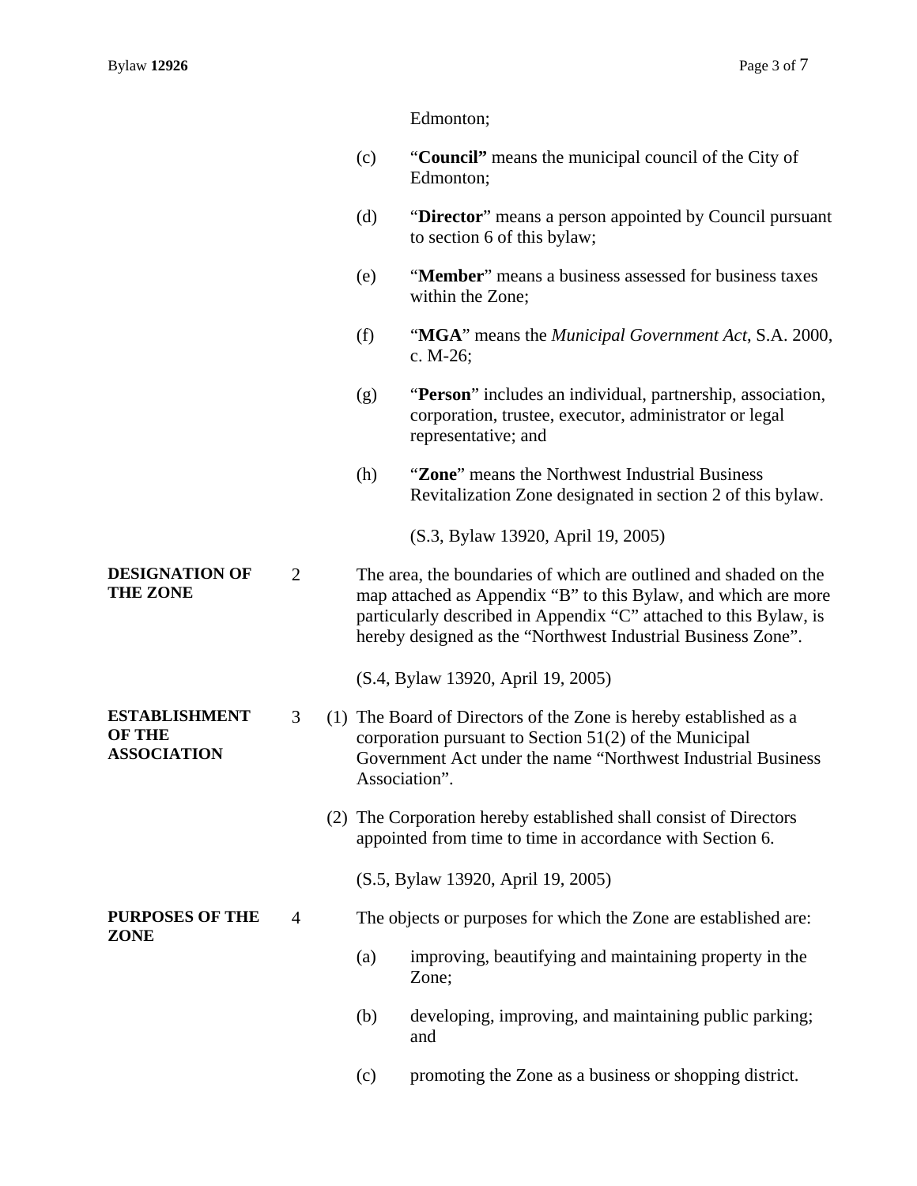Edmonton;

(c) "**Council"** means the municipal council of the City of Edmonton;

(d) "**Director**" means a person appointed by Council pursuant to section 6 of this bylaw;

(e) "**Member**" means a business assessed for business taxes within the Zone;

(f) "**MGA**" means the *Municipal Government Act*, S.A. 2000, c. M-26;

(g) "**Person**" includes an individual, partnership, association, corporation, trustee, executor, administrator or legal representative; and

(h) "**Zone**" means the Northwest Industrial Business Revitalization Zone designated in section 2 of this bylaw.

(S.3, Bylaw 13920, April 19, 2005)

**DESIGNATION OF THE ZONE**

2 The area, the boundaries of which are outlined and shaded on the map attached as Appendix "B" to this Bylaw, and which are more particularly described in Appendix "C" attached to this Bylaw, is hereby designed as the "Northwest Industrial Business Zone".

(S.4, Bylaw 13920, April 19, 2005)

**ESTABLISHMENT OF THE ASSOCIATION**

3 (1) The Board of Directors of the Zone is hereby established as a corporation pursuant to Section 51(2) of the Municipal Government Act under the name "Northwest Industrial Business Association".

(2) The Corporation hereby established shall consist of Directors appointed from time to time in accordance with Section 6.

(S.5, Bylaw 13920, April 19, 2005)

**PURPOSES OF THE ZONE**

4 The objects or purposes for which the Zone are established are:

(a) improving, beautifying and maintaining property in the Zone;

(b) developing, improving, and maintaining public parking; and

(c) promoting the Zone as a business or shopping district.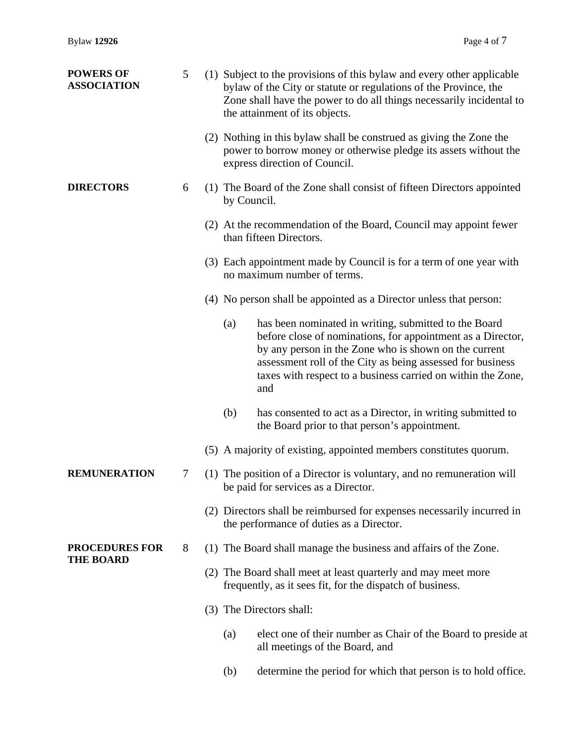**POWERS OF ASSOCIATION**

5 (1) Subject to the provisions of this bylaw and every other applicable bylaw of the City or statute or regulations of the Province, the Zone shall have the power to do all things necessarily incidental to the attainment of its objects.

(2) Nothing in this bylaw shall be construed as giving the Zone the power to borrow money or otherwise pledge its assets without the express direction of Council.

**DIRECTORS**

6 (1) The Board of the Zone shall consist of fifteen Directors appointed by Council.

(2) At the recommendation of the Board, Council may appoint fewer than fifteen Directors.

(3) Each appointment made by Council is for a term of one year with no maximum number of terms.

(4) No person shall be appointed as a Director unless that person:

(a) has been nominated in writing, submitted to the Board before close of nominations, for appointment as a Director, by any person in the Zone who is shown on the current assessment roll of the City as being assessed for business taxes with respect to a business carried on within the Zone, and

(b) has consented to act as a Director, in writing submitted to the Board prior to that person's appointment.

(5) A majority of existing, appointed members constitutes quorum.

**REMUNERATION**

7 (1) The position of a Director is voluntary, and no remuneration will be paid for services as a Director.

(2) Directors shall be reimbursed for expenses necessarily incurred in the performance of duties as a Director.

**PROCEDURES FOR THE BOARD**

8 (1) The Board shall manage the business and affairs of the Zone.

(2) The Board shall meet at least quarterly and may meet more frequently, as it sees fit, for the dispatch of business.

(3) The Directors shall:

(a) elect one of their number as Chair of the Board to preside at all meetings of the Board, and

(b) determine the period for which that person is to hold office.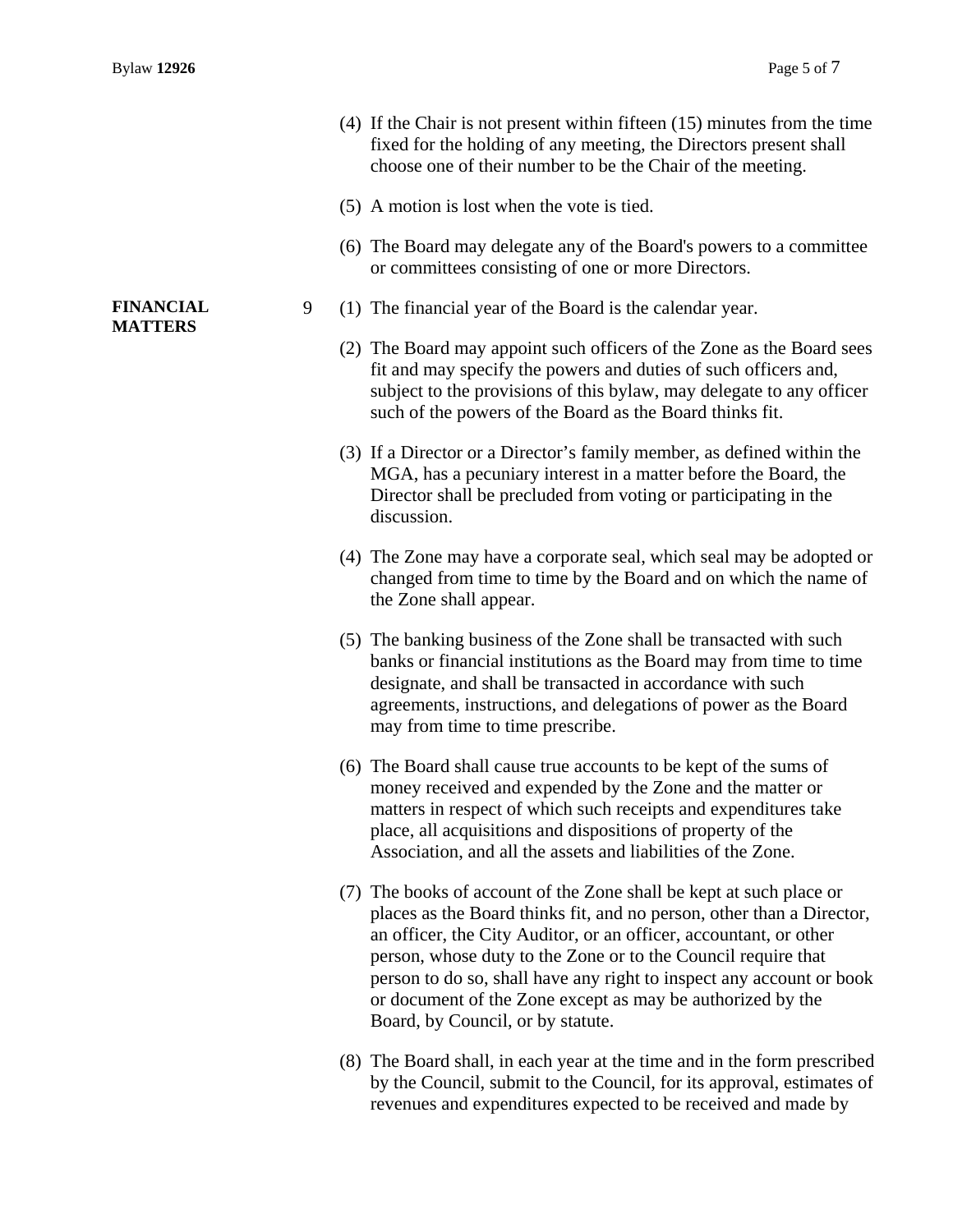(4) If the Chair is not present within fifteen (15) minutes from the time fixed for the holding of any meeting, the Directors present shall choose one of their number to be the Chair of the meeting.

(5) A motion is lost when the vote is tied.

(6) The Board may delegate any of the Board's powers to a committee or committees consisting of one or more Directors.

**FINANCIAL MATTERS**

9 (1) The financial year of the Board is the calendar year.

(2) The Board may appoint such officers of the Zone as the Board sees fit and may specify the powers and duties of such officers and, subject to the provisions of this bylaw, may delegate to any officer such of the powers of the Board as the Board thinks fit.

(3) If a Director or a Director's family member, as defined within the MGA, has a pecuniary interest in a matter before the Board, the Director shall be precluded from voting or participating in the discussion.

(4) The Zone may have a corporate seal, which seal may be adopted or changed from time to time by the Board and on which the name of the Zone shall appear.

(5) The banking business of the Zone shall be transacted with such banks or financial institutions as the Board may from time to time designate, and shall be transacted in accordance with such agreements, instructions, and delegations of power as the Board may from time to time prescribe.

(6) The Board shall cause true accounts to be kept of the sums of money received and expended by the Zone and the matter or matters in respect of which such receipts and expenditures take place, all acquisitions and dispositions of property of the Association, and all the assets and liabilities of the Zone.

(7) The books of account of the Zone shall be kept at such place or places as the Board thinks fit, and no person, other than a Director, an officer, the City Auditor, or an officer, accountant, or other person, whose duty to the Zone or to the Council require that person to do so, shall have any right to inspect any account or book or document of the Zone except as may be authorized by the Board, by Council, or by statute.

(8) The Board shall, in each year at the time and in the form prescribed by the Council, submit to the Council, for its approval, estimates of revenues and expenditures expected to be received and made by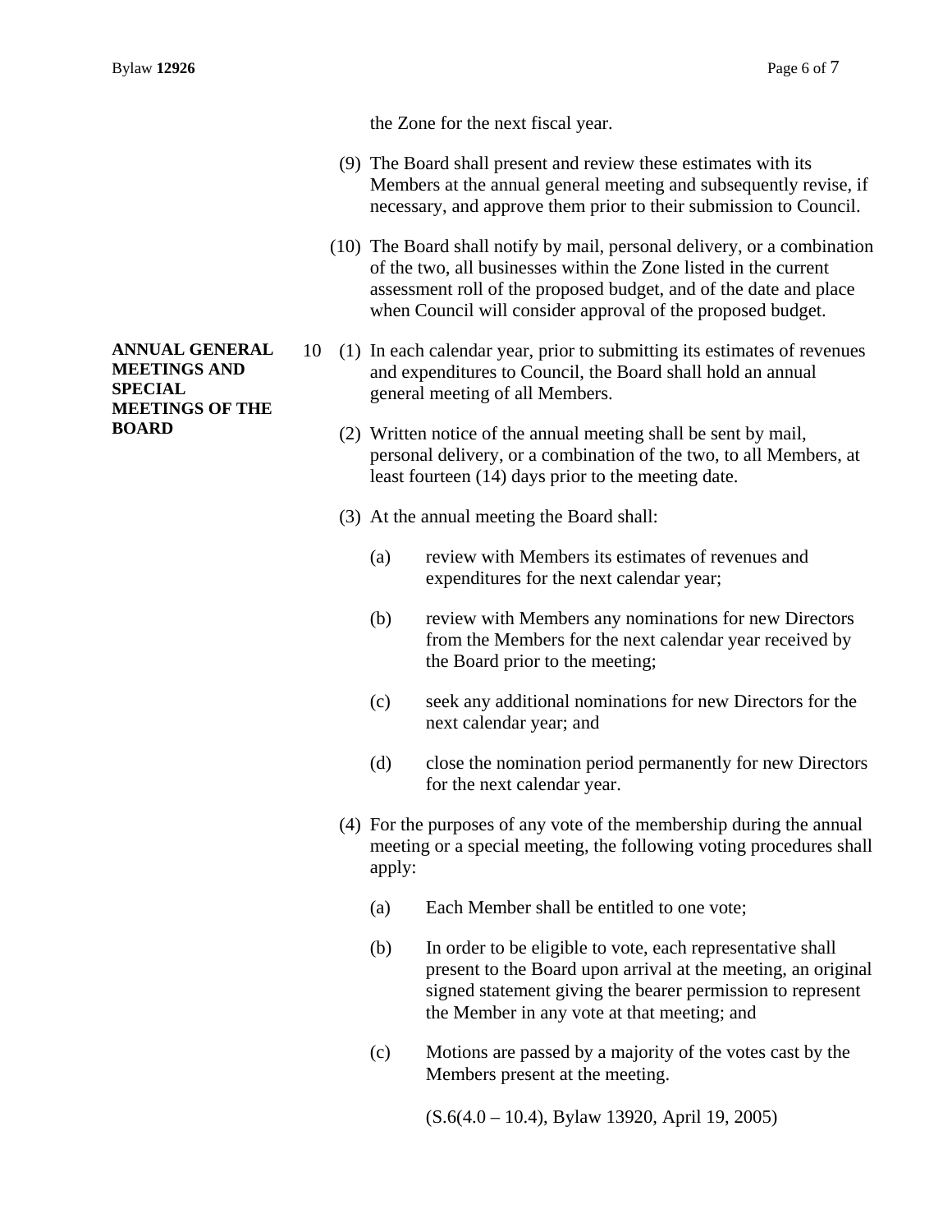the Zone for the next fiscal year.

(9) The Board shall present and review these estimates with its Members at the annual general meeting and subsequently revise, if necessary, and approve them prior to their submission to Council.

(10) The Board shall notify by mail, personal delivery, or a combination of the two, all businesses within the Zone listed in the current assessment roll of the proposed budget, and of the date and place when Council will consider approval of the proposed budget.

**ANNUAL GENERAL MEETINGS AND SPECIAL MEETINGS OF THE BOARD**

10 (1) In each calendar year, prior to submitting its estimates of revenues and expenditures to Council, the Board shall hold an annual general meeting of all Members.

(2) Written notice of the annual meeting shall be sent by mail, personal delivery, or a combination of the two, to all Members, at least fourteen (14) days prior to the meeting date.

(3) At the annual meeting the Board shall:

(a) review with Members its estimates of revenues and expenditures for the next calendar year;

(b) review with Members any nominations for new Directors from the Members for the next calendar year received by the Board prior to the meeting;

(c) seek any additional nominations for new Directors for the next calendar year; and

(d) close the nomination period permanently for new Directors for the next calendar year.

(4) For the purposes of any vote of the membership during the annual meeting or a special meeting, the following voting procedures shall apply:

(a) Each Member shall be entitled to one vote;

(b) In order to be eligible to vote, each representative shall present to the Board upon arrival at the meeting, an original signed statement giving the bearer permission to represent the Member in any vote at that meeting; and

(c) Motions are passed by a majority of the votes cast by the Members present at the meeting.

(S.6(4.0 – 10.4), Bylaw 13920, April 19, 2005)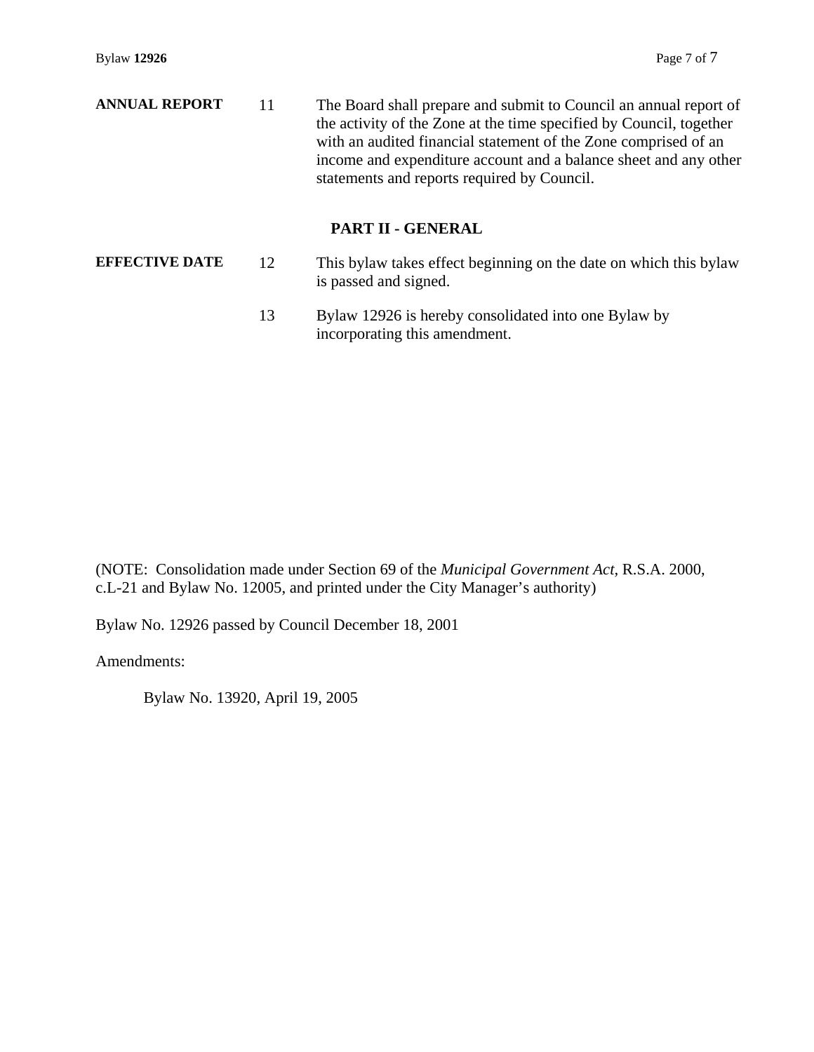**ANNUAL REPORT** 11 The Board shall prepare and submit to Council an annual report of the activity of the Zone at the time specified by Council, together with an audited financial statement of the Zone comprised of an income and expenditure account and a balance sheet and any other statements and reports required by Council.

## PART II - GENERAL

**EFFECTIVE DATE** 12 This bylaw takes effect beginning on the date on which this bylaw is passed and signed.

13 Bylaw 12926 is hereby consolidated into one Bylaw by incorporating this amendment.

(NOTE: Consolidation made under Section 69 of the *Municipal Government Act*, R.S.A. 2000, c.L-21 and Bylaw No. 12005, and printed under the City Manager's authority)

Bylaw No. 12926 passed by Council December 18, 2001

Amendments:

Bylaw No. 13920, April 19, 2005